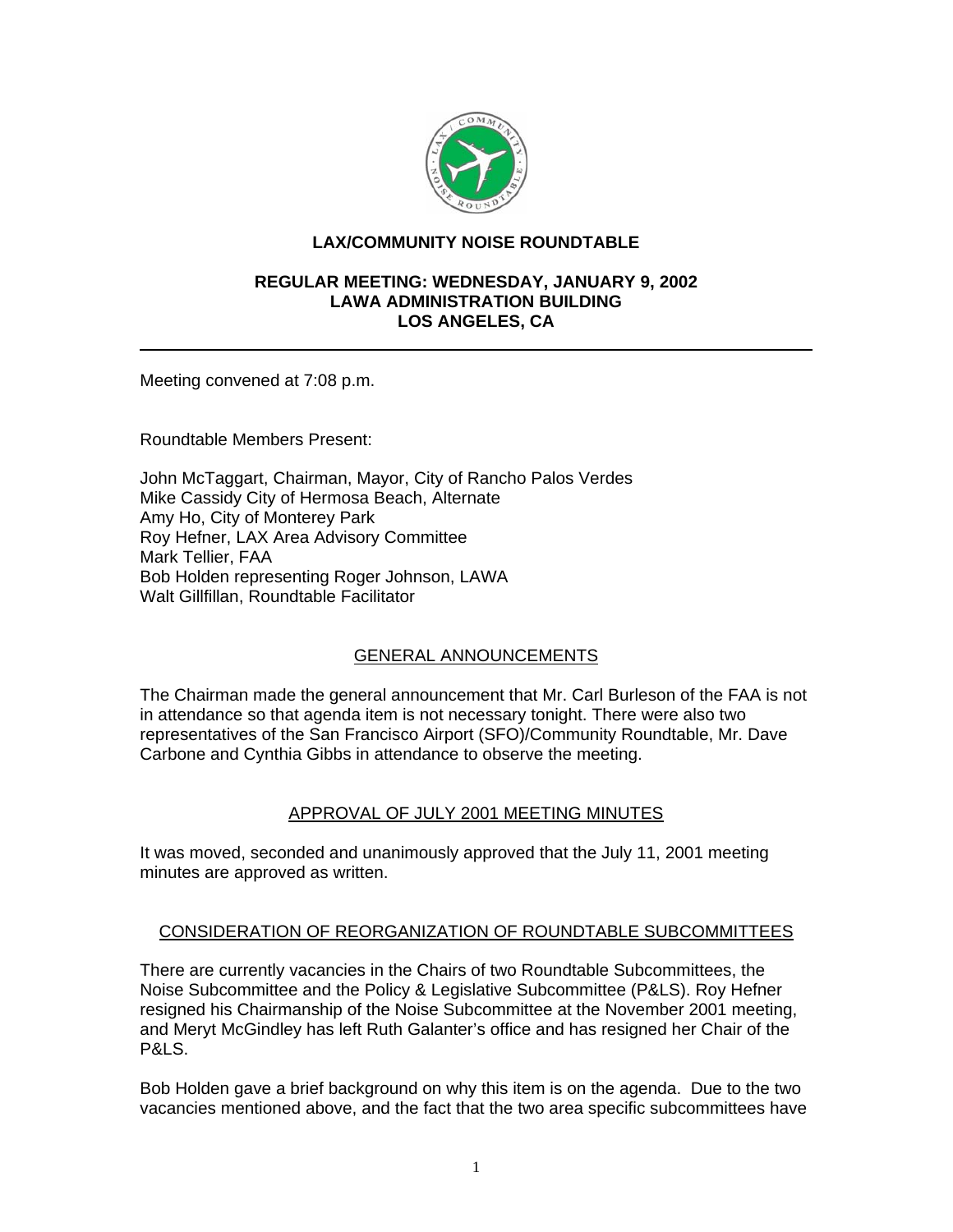# LAX/COMMUNITY NOISE ROUNDTABLE

## REGULAR MEETING: WEDNESDAY, JANUARY 9, 2002
## LAWA ADMINISTRATION BUILDING
## LOS ANGELES, CA

---

Meeting convened at 7:08 p.m.

Roundtable Members Present:

John McTaggart, Chairman, Mayor, City of Rancho Palos Verdes
Mike Cassidy City of Hermosa Beach, Alternate
Amy Ho, City of Monterey Park
Roy Hefner, LAX Area Advisory Committee
Mark Tellier, FAA
Bob Holden representing Roger Johnson, LAWA
Walt Gillfillan, Roundtable Facilitator

### GENERAL ANNOUNCEMENTS

The Chairman made the general announcement that Mr. Carl Burleson of the FAA is not in attendance so that agenda item is not necessary tonight. There were also two representatives of the San Francisco Airport (SFO)/Community Roundtable, Mr. Dave Carbone and Cynthia Gibbs in attendance to observe the meeting.

### APPROVAL OF JULY 2001 MEETING MINUTES

It was moved, seconded and unanimously approved that the July 11, 2001 meeting minutes are approved as written.

### CONSIDERATION OF REORGANIZATION OF ROUNDTABLE SUBCOMMITTEES

There are currently vacancies in the Chairs of two Roundtable Subcommittees, the Noise Subcommittee and the Policy & Legislative Subcommittee (P&LS). Roy Hefner resigned his Chairmanship of the Noise Subcommittee at the November 2001 meeting, and Meryt McGindley has left Ruth Galanter's office and has resigned her Chair of the P&LS.

Bob Holden gave a brief background on why this item is on the agenda. Due to the two vacancies mentioned above, and the fact that the two area specific subcommittees have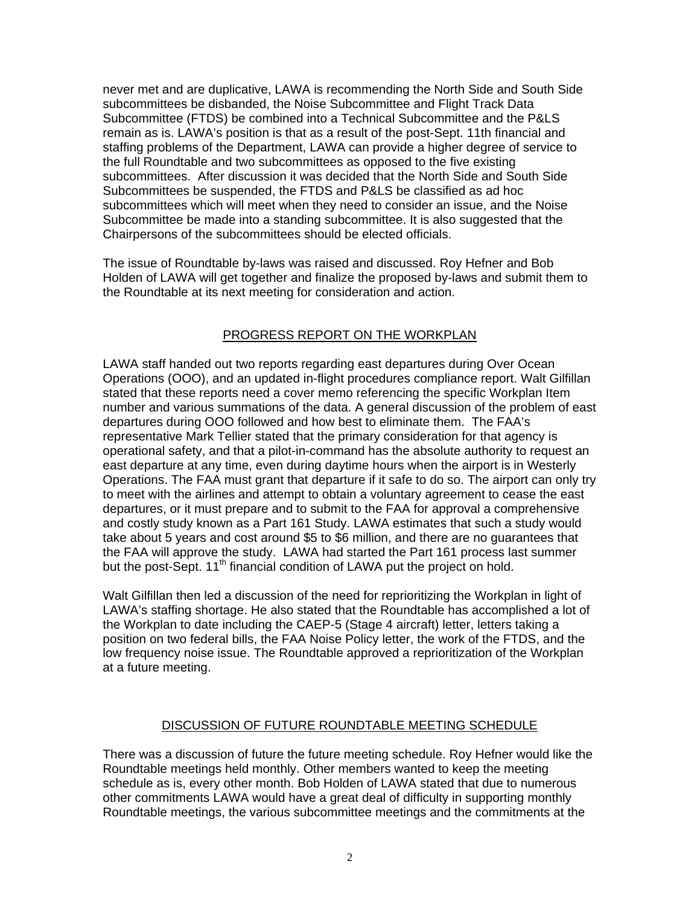never met and are duplicative, LAWA is recommending the North Side and South Side subcommittees be disbanded, the Noise Subcommittee and Flight Track Data Subcommittee (FTDS) be combined into a Technical Subcommittee and the P&LS remain as is. LAWA's position is that as a result of the post-Sept. 11th financial and staffing problems of the Department, LAWA can provide a higher degree of service to the full Roundtable and two subcommittees as opposed to the five existing subcommittees. After discussion it was decided that the North Side and South Side Subcommittees be suspended, the FTDS and P&LS be classified as ad hoc subcommittees which will meet when they need to consider an issue, and the Noise Subcommittee be made into a standing subcommittee. It is also suggested that the Chairpersons of the subcommittees should be elected officials.

The issue of Roundtable by-laws was raised and discussed. Roy Hefner and Bob Holden of LAWA will get together and finalize the proposed by-laws and submit them to the Roundtable at its next meeting for consideration and action.

## PROGRESS REPORT ON THE WORKPLAN

LAWA staff handed out two reports regarding east departures during Over Ocean Operations (OOO), and an updated in-flight procedures compliance report. Walt Gilfillan stated that these reports need a cover memo referencing the specific Workplan Item number and various summations of the data. A general discussion of the problem of east departures during OOO followed and how best to eliminate them. The FAA's representative Mark Tellier stated that the primary consideration for that agency is operational safety, and that a pilot-in-command has the absolute authority to request an east departure at any time, even during daytime hours when the airport is in Westerly Operations. The FAA must grant that departure if it safe to do so. The airport can only try to meet with the airlines and attempt to obtain a voluntary agreement to cease the east departures, or it must prepare and to submit to the FAA for approval a comprehensive and costly study known as a Part 161 Study. LAWA estimates that such a study would take about 5 years and cost around $5 to $6 million, and there are no guarantees that the FAA will approve the study. LAWA had started the Part 161 process last summer but the post-Sept. 11th financial condition of LAWA put the project on hold.

Walt Gilfillan then led a discussion of the need for reprioritizing the Workplan in light of LAWA's staffing shortage. He also stated that the Roundtable has accomplished a lot of the Workplan to date including the CAEP-5 (Stage 4 aircraft) letter, letters taking a position on two federal bills, the FAA Noise Policy letter, the work of the FTDS, and the low frequency noise issue. The Roundtable approved a reprioritization of the Workplan at a future meeting.

## DISCUSSION OF FUTURE ROUNDTABLE MEETING SCHEDULE

There was a discussion of future the future meeting schedule. Roy Hefner would like the Roundtable meetings held monthly. Other members wanted to keep the meeting schedule as is, every other month. Bob Holden of LAWA stated that due to numerous other commitments LAWA would have a great deal of difficulty in supporting monthly Roundtable meetings, the various subcommittee meetings and the commitments at the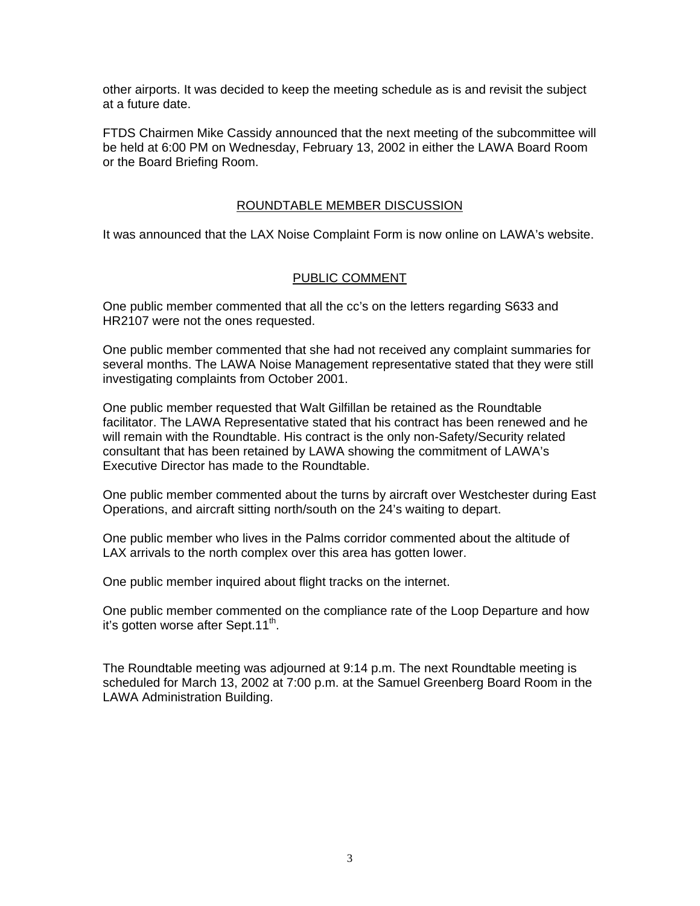other airports. It was decided to keep the meeting schedule as is and revisit the subject at a future date.

FTDS Chairmen Mike Cassidy announced that the next meeting of the subcommittee will be held at 6:00 PM on Wednesday, February 13, 2002 in either the LAWA Board Room or the Board Briefing Room.

## ROUNDTABLE MEMBER DISCUSSION

It was announced that the LAX Noise Complaint Form is now online on LAWA's website.

## PUBLIC COMMENT

One public member commented that all the cc's on the letters regarding S633 and HR2107 were not the ones requested.

One public member commented that she had not received any complaint summaries for several months. The LAWA Noise Management representative stated that they were still investigating complaints from October 2001.

One public member requested that Walt Gilfillan be retained as the Roundtable facilitator. The LAWA Representative stated that his contract has been renewed and he will remain with the Roundtable. His contract is the only non-Safety/Security related consultant that has been retained by LAWA showing the commitment of LAWA's Executive Director has made to the Roundtable.

One public member commented about the turns by aircraft over Westchester during East Operations, and aircraft sitting north/south on the 24's waiting to depart.

One public member who lives in the Palms corridor commented about the altitude of LAX arrivals to the north complex over this area has gotten lower.

One public member inquired about flight tracks on the internet.

One public member commented on the compliance rate of the Loop Departure and how it's gotten worse after Sept.11th.

The Roundtable meeting was adjourned at 9:14 p.m. The next Roundtable meeting is scheduled for March 13, 2002 at 7:00 p.m. at the Samuel Greenberg Board Room in the LAWA Administration Building.